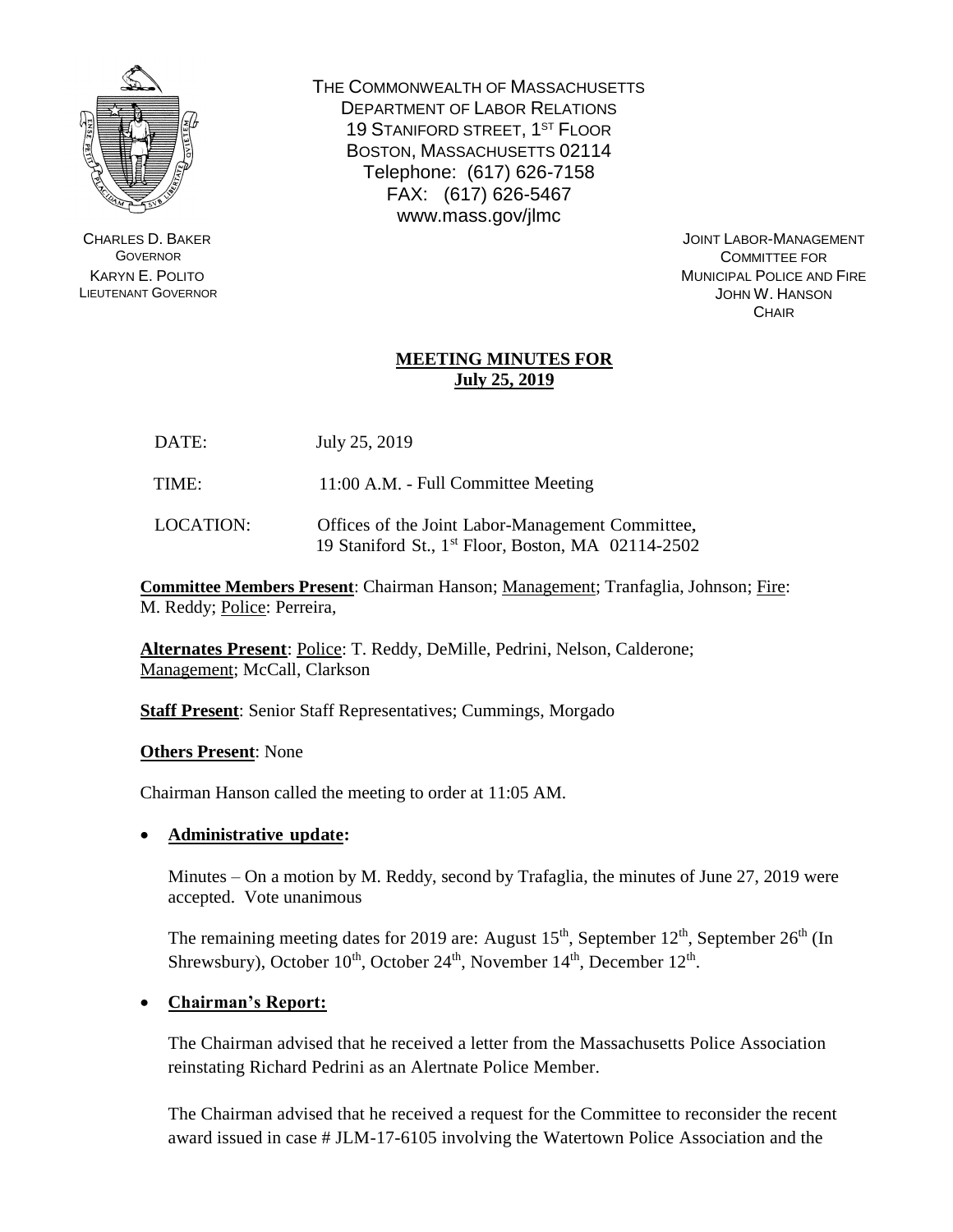THE COMMONWEALTH OF MASSACHUSETTS
DEPARTMENT OF LABOR RELATIONS
19 STANIFORD STREET, 1ST FLOOR
BOSTON, MASSACHUSETTS 02114
Telephone: (617) 626-7158
FAX: (617) 626-5467
www.mass.gov/jlmc

CHARLES D. BAKER
GOVERNOR
KARYN E. POLITO
LIEUTENANT GOVERNOR

JOINT LABOR-MANAGEMENT
COMMITTEE FOR
MUNICIPAL POLICE AND FIRE
JOHN W. HANSON
CHAIR

## MEETING MINUTES FOR July 25, 2019

| | |
|---|---|
| DATE: | July 25, 2019 |
| TIME: | 11:00 A.M. - Full Committee Meeting |
| LOCATION: | Offices of the Joint Labor-Management Committee, 19 Staniford St., 1st Floor, Boston, MA 02114-2502 |

**Committee Members Present**: Chairman Hanson; Management; Tranfaglia, Johnson; Fire: M. Reddy; Police: Perreira,

**Alternates Present**: Police: T. Reddy, DeMille, Pedrini, Nelson, Calderone; Management; McCall, Clarkson

**Staff Present**: Senior Staff Representatives; Cummings, Morgado

**Others Present**: None

Chairman Hanson called the meeting to order at 11:05 AM.

- **Administrative update:**

  Minutes – On a motion by M. Reddy, second by Trafaglia, the minutes of June 27, 2019 were accepted. Vote unanimous

  The remaining meeting dates for 2019 are: August 15th, September 12th, September 26th (In Shrewsbury), October 10th, October 24th, November 14th, December 12th.

- **Chairman's Report:**

  The Chairman advised that he received a letter from the Massachusetts Police Association reinstating Richard Pedrini as an Alertnate Police Member.

  The Chairman advised that he received a request for the Committee to reconsider the recent award issued in case # JLM-17-6105 involving the Watertown Police Association and the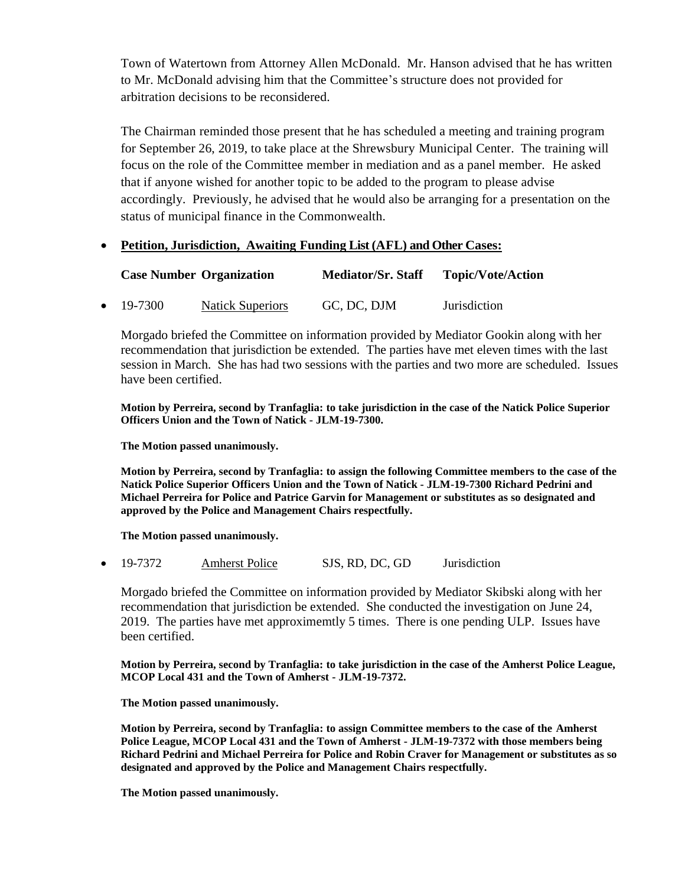Town of Watertown from Attorney Allen McDonald. Mr. Hanson advised that he has written to Mr. McDonald advising him that the Committee's structure does not provided for arbitration decisions to be reconsidered.

The Chairman reminded those present that he has scheduled a meeting and training program for September 26, 2019, to take place at the Shrewsbury Municipal Center. The training will focus on the role of the Committee member in mediation and as a panel member. He asked that if anyone wished for another topic to be added to the program to please advise accordingly. Previously, he advised that he would also be arranging for a presentation on the status of municipal finance in the Commonwealth.

- **Petition, Jurisdiction, Awaiting Funding List (AFL) and Other Cases:**

| Case Number | Organization | Mediator/Sr. Staff | Topic/Vote/Action |
|---|---|---|---|
| • 19-7300 | Natick Superiors | GC, DC, DJM | Jurisdiction |

Morgado briefed the Committee on information provided by Mediator Gookin along with her recommendation that jurisdiction be extended. The parties have met eleven times with the last session in March. She has had two sessions with the parties and two more are scheduled. Issues have been certified.

**Motion by Perreira, second by Tranfaglia: to take jurisdiction in the case of the Natick Police Superior Officers Union and the Town of Natick - JLM-19-7300.**

**The Motion passed unanimously.**

**Motion by Perreira, second by Tranfaglia: to assign the following Committee members to the case of the Natick Police Superior Officers Union and the Town of Natick - JLM-19-7300 Richard Pedrini and Michael Perreira for Police and Patrice Garvin for Management or substitutes as so designated and approved by the Police and Management Chairs respectfully.**

**The Motion passed unanimously.**

| | | | |
|---|---|---|---|
| • 19-7372 | Amherst Police | SJS, RD, DC, GD | Jurisdiction |

Morgado briefed the Committee on information provided by Mediator Skibski along with her recommendation that jurisdiction be extended. She conducted the investigation on June 24, 2019. The parties have met approximemtly 5 times. There is one pending ULP. Issues have been certified.

**Motion by Perreira, second by Tranfaglia: to take jurisdiction in the case of the Amherst Police League, MCOP Local 431 and the Town of Amherst - JLM-19-7372.**

**The Motion passed unanimously.**

**Motion by Perreira, second by Tranfaglia: to assign Committee members to the case of the Amherst Police League, MCOP Local 431 and the Town of Amherst - JLM-19-7372 with those members being Richard Pedrini and Michael Perreira for Police and Robin Craver for Management or substitutes as so designated and approved by the Police and Management Chairs respectfully.**

**The Motion passed unanimously.**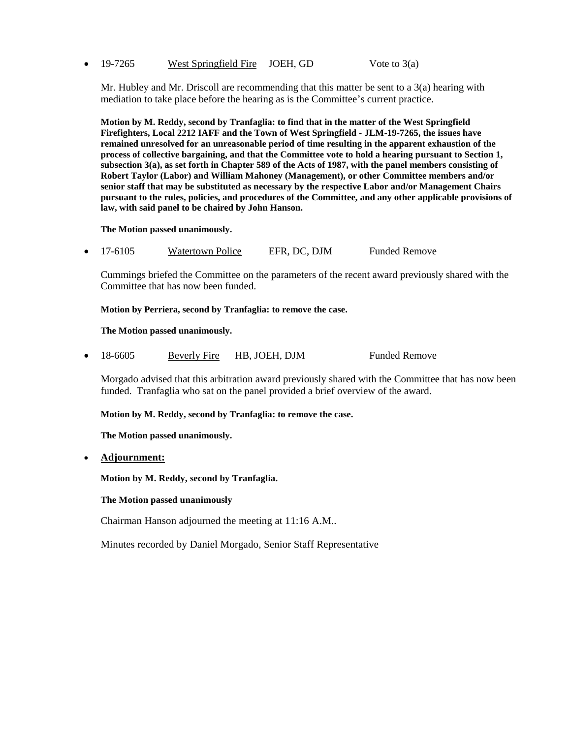- 19-7265 West Springfield Fire JOEH, GD Vote to 3(a)

  Mr. Hubley and Mr. Driscoll are recommending that this matter be sent to a 3(a) hearing with mediation to take place before the hearing as is the Committee's current practice.

  **Motion by M. Reddy, second by Tranfaglia: to find that in the matter of the West Springfield Firefighters, Local 2212 IAFF and the Town of West Springfield - JLM-19-7265, the issues have remained unresolved for an unreasonable period of time resulting in the apparent exhaustion of the process of collective bargaining, and that the Committee vote to hold a hearing pursuant to Section 1, subsection 3(a), as set forth in Chapter 589 of the Acts of 1987, with the panel members consisting of Robert Taylor (Labor) and William Mahoney (Management), or other Committee members and/or senior staff that may be substituted as necessary by the respective Labor and/or Management Chairs pursuant to the rules, policies, and procedures of the Committee, and any other applicable provisions of law, with said panel to be chaired by John Hanson.**

  **The Motion passed unanimously.**

- 17-6105 Watertown Police EFR, DC, DJM Funded Remove

  Cummings briefed the Committee on the parameters of the recent award previously shared with the Committee that has now been funded.

  **Motion by Perriera, second by Tranfaglia: to remove the case.**

  **The Motion passed unanimously.**

- 18-6605 Beverly Fire HB, JOEH, DJM Funded Remove

  Morgado advised that this arbitration award previously shared with the Committee that has now been funded. Tranfaglia who sat on the panel provided a brief overview of the award.

  **Motion by M. Reddy, second by Tranfaglia: to remove the case.**

  **The Motion passed unanimously.**

- **Adjournment:**

  **Motion by M. Reddy, second by Tranfaglia.**

  **The Motion passed unanimously**

  Chairman Hanson adjourned the meeting at 11:16 A.M..

  Minutes recorded by Daniel Morgado, Senior Staff Representative